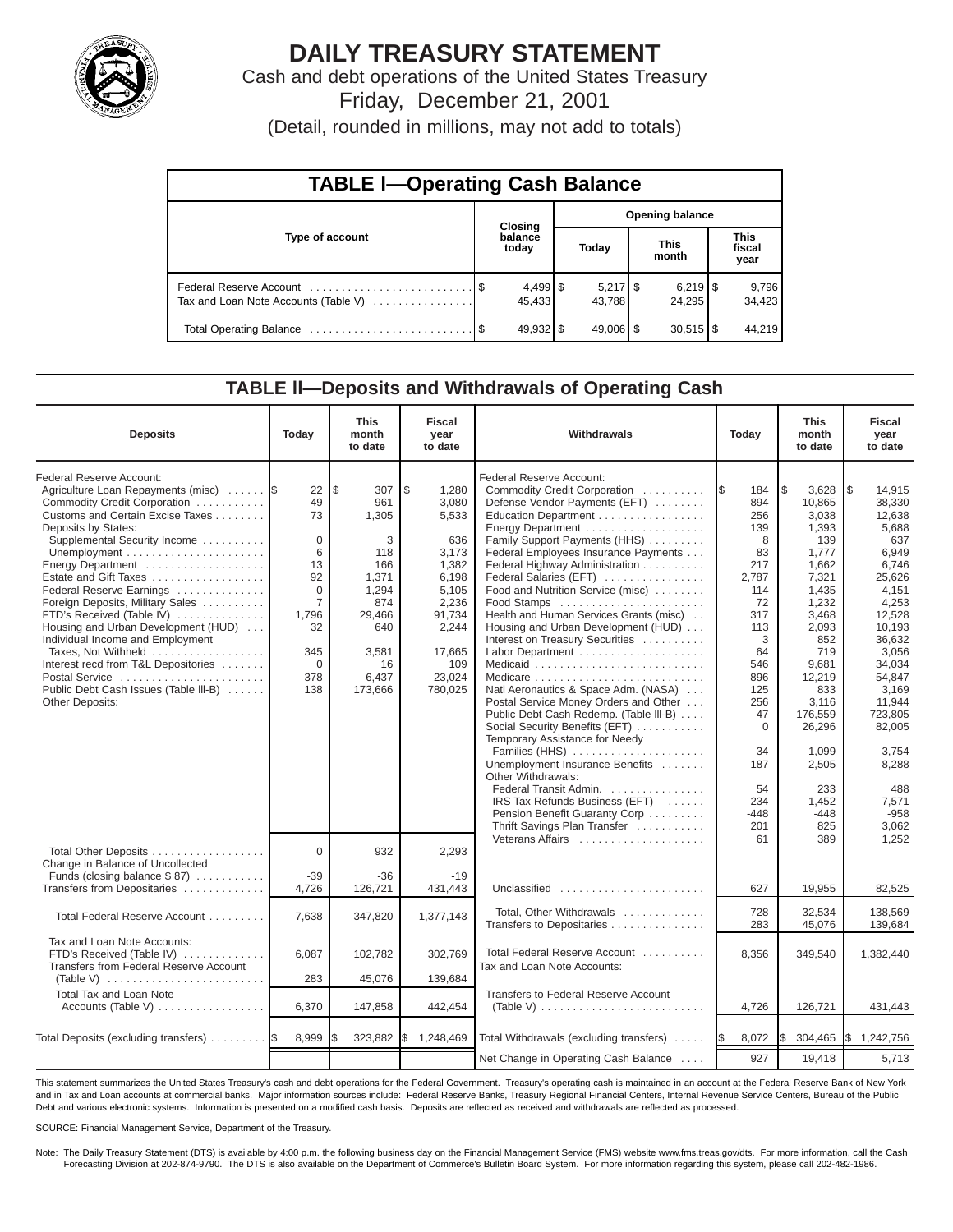# DAILY TREASURY STATEMENT

Cash and debt operations of the United States Treasury

Friday, December 21, 2001

(Detail, rounded in millions, may not add to totals)

## TABLE I—Operating Cash Balance

| Type of account | Closing balance today | Opening balance Today | Opening balance This month | Opening balance This fiscal year |
|---|---|---|---|---|
| Federal Reserve Account | $ 4,499 | $ 5,217 | $ 6,219 | $ 9,796 |
| Tax and Loan Note Accounts (Table V) | 45,433 | 43,788 | 24,295 | 34,423 |
| Total Operating Balance | $ 49,932 | $ 49,006 | $ 30,515 | $ 44,219 |

## TABLE II—Deposits and Withdrawals of Operating Cash

| Deposits | Today | This month to date | Fiscal year to date |
|---|---|---|---|
| Federal Reserve Account: | | | |
| Agriculture Loan Repayments (misc) | $ 22 | $ 307 | $ 1,280 |
| Commodity Credit Corporation | 49 | 961 | 3,080 |
| Customs and Certain Excise Taxes | 73 | 1,305 | 5,533 |
| Deposits by States: | | | |
| Supplemental Security Income | 0 | 3 | 636 |
| Unemployment | 6 | 118 | 3,173 |
| Energy Department | 13 | 166 | 1,382 |
| Estate and Gift Taxes | 92 | 1,371 | 6,198 |
| Federal Reserve Earnings | 0 | 1,294 | 5,105 |
| Foreign Deposits, Military Sales | 7 | 874 | 2,236 |
| FTD's Received (Table IV) | 1,796 | 29,466 | 91,734 |
| Housing and Urban Development (HUD) | 32 | 640 | 2,244 |
| Individual Income and Employment Taxes, Not Withheld | 345 | 3,581 | 17,665 |
| Interest recd from T&L Depositories | 0 | 16 | 109 |
| Postal Service | 378 | 6,437 | 23,024 |
| Public Debt Cash Issues (Table III-B) | 138 | 173,666 | 780,025 |
| Other Deposits: | | | |
| Total Other Deposits | 0 | 932 | 2,293 |
| Change in Balance of Uncollected Funds (closing balance $ 87) | -39 | -36 | -19 |
| Transfers from Depositaries | 4,726 | 126,721 | 431,443 |
| Total Federal Reserve Account | 7,638 | 347,820 | 1,377,143 |
| Tax and Loan Note Accounts: | | | |
| FTD's Received (Table IV) | 6,087 | 102,782 | 302,769 |
| Transfers from Federal Reserve Account (Table V) | 283 | 45,076 | 139,684 |
| Total Tax and Loan Note Accounts (Table V) | 6,370 | 147,858 | 442,454 |
| Total Deposits (excluding transfers) | $ 8,999 | $ 323,882 | $ 1,248,469 |

| Withdrawals | Today | This month to date | Fiscal year to date |
|---|---|---|---|
| Federal Reserve Account: | | | |
| Commodity Credit Corporation | $ 184 | $ 3,628 | $ 14,915 |
| Defense Vendor Payments (EFT) | 894 | 10,865 | 38,330 |
| Education Department | 256 | 3,038 | 12,638 |
| Energy Department | 139 | 1,393 | 5,688 |
| Family Support Payments (HHS) | 8 | 139 | 637 |
| Federal Employees Insurance Payments | 83 | 1,777 | 6,949 |
| Federal Highway Administration | 217 | 1,662 | 6,746 |
| Federal Salaries (EFT) | 2,787 | 7,321 | 25,626 |
| Food and Nutrition Service (misc) | 114 | 1,435 | 4,151 |
| Food Stamps | 72 | 1,232 | 4,253 |
| Health and Human Services Grants (misc) | 317 | 3,468 | 12,528 |
| Housing and Urban Development (HUD) | 113 | 2,093 | 10,193 |
| Interest on Treasury Securities | 3 | 852 | 36,632 |
| Labor Department | 64 | 719 | 3,056 |
| Medicaid | 546 | 9,681 | 34,034 |
| Medicare | 896 | 12,219 | 54,847 |
| Natl Aeronautics & Space Adm. (NASA) | 125 | 833 | 3,169 |
| Postal Service Money Orders and Other | 256 | 3,116 | 11,944 |
| Public Debt Cash Redemp. (Table III-B) | 47 | 176,559 | 723,805 |
| Social Security Benefits (EFT) | 0 | 26,296 | 82,005 |
| Temporary Assistance for Needy Families (HHS) | 34 | 1,099 | 3,754 |
| Unemployment Insurance Benefits | 187 | 2,505 | 8,288 |
| Other Withdrawals: | | | |
| Federal Transit Admin. | 54 | 233 | 488 |
| IRS Tax Refunds Business (EFT) | 234 | 1,452 | 7,571 |
| Pension Benefit Guaranty Corp | -448 | -448 | -958 |
| Thrift Savings Plan Transfer | 201 | 825 | 3,062 |
| Veterans Affairs | 61 | 389 | 1,252 |
| Unclassified | 627 | 19,955 | 82,525 |
| Total, Other Withdrawals | 728 | 32,534 | 138,569 |
| Transfers to Depositaries | 283 | 45,076 | 139,684 |
| Total Federal Reserve Account | 8,356 | 349,540 | 1,382,440 |
| Tax and Loan Note Accounts: | | | |
| Transfers to Federal Reserve Account (Table V) | 4,726 | 126,721 | 431,443 |
| Total Withdrawals (excluding transfers) | $ 8,072 | $ 304,465 | $ 1,242,756 |
| Net Change in Operating Cash Balance | 927 | 19,418 | 5,713 |

This statement summarizes the United States Treasury's cash and debt operations for the Federal Government. Treasury's operating cash is maintained in an account at the Federal Reserve Bank of New York and in Tax and Loan accounts at commercial banks. Major information sources include: Federal Reserve Banks, Treasury Regional Financial Centers, Internal Revenue Service Centers, Bureau of the Public Debt and various electronic systems. Information is presented on a modified cash basis. Deposits are reflected as received and withdrawals are reflected as processed.

SOURCE: Financial Management Service, Department of the Treasury.

Note: The Daily Treasury Statement (DTS) is available by 4:00 p.m. the following business day on the Financial Management Service (FMS) website www.fms.treas.gov/dts. For more information, call the Cash Forecasting Division at 202-874-9790. The DTS is also available on the Department of Commerce's Bulletin Board System. For more information regarding this system, please call 202-482-1986.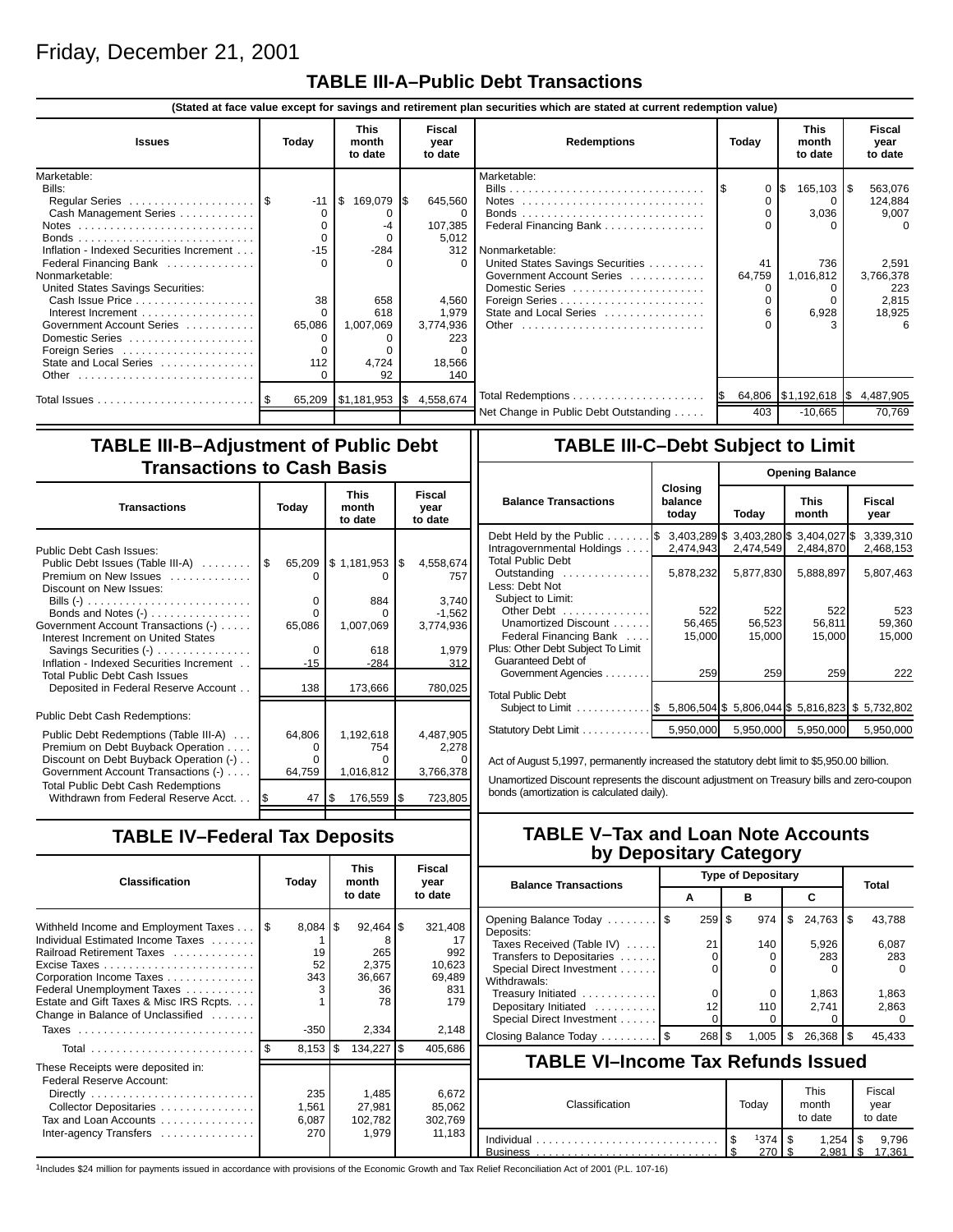Friday, December 21, 2001

## TABLE III-A–Public Debt Transactions

(Stated at face value except for savings and retirement plan securities which are stated at current redemption value)

| Issues | Today | This month to date | Fiscal year to date |
|---|---|---|---|
| Marketable: | | | |
| Bills: | | | |
| Regular Series | $ -11 | $ 169,079 | $ 645,560 |
| Cash Management Series | 0 | 0 | 0 |
| Notes | 0 | -4 | 107,385 |
| Bonds | 0 | 0 | 5,012 |
| Inflation - Indexed Securities Increment | -15 | -284 | 312 |
| Federal Financing Bank | 0 | 0 | 0 |
| Nonmarketable: | | | |
| United States Savings Securities: | | | |
| Cash Issue Price | 38 | 658 | 4,560 |
| Interest Increment | 0 | 618 | 1,979 |
| Government Account Series | 65,086 | 1,007,069 | 3,774,936 |
| Domestic Series | 0 | 0 | 223 |
| Foreign Series | 0 | 0 | 0 |
| State and Local Series | 112 | 4,724 | 18,566 |
| Other | 0 | 92 | 140 |
| Total Issues | $ 65,209 | $1,181,953 | $ 4,558,674 |

| Redemptions | Today | This month to date | Fiscal year to date |
|---|---|---|---|
| Marketable: | | | |
| Bills | $ 0 | $ 165,103 | $ 563,076 |
| Notes | 0 | 0 | 124,884 |
| Bonds | 0 | 3,036 | 9,007 |
| Federal Financing Bank | 0 | 0 | 0 |
| Nonmarketable: | | | |
| United States Savings Securities | 41 | 736 | 2,591 |
| Government Account Series | 64,759 | 1,016,812 | 3,766,378 |
| Domestic Series | 0 | 0 | 223 |
| Foreign Series | 0 | 0 | 2,815 |
| State and Local Series | 6 | 6,928 | 18,925 |
| Other | 0 | 3 | 6 |
| Total Redemptions | $ 64,806 | $1,192,618 | $ 4,487,905 |
| Net Change in Public Debt Outstanding | 403 | -10,665 | 70,769 |

## TABLE III-B–Adjustment of Public Debt Transactions to Cash Basis

| Transactions | Today | This month to date | Fiscal year to date |
|---|---|---|---|
| Public Debt Cash Issues: | | | |
| Public Debt Issues (Table III-A) | $ 65,209 | $ 1,181,953 | $ 4,558,674 |
| Premium on New Issues | 0 | 0 | 757 |
| Discount on New Issues: | | | |
| Bills (-) | 0 | 884 | 3,740 |
| Bonds and Notes (-) | 0 | 0 | -1,562 |
| Government Account Transactions (-) | 65,086 | 1,007,069 | 3,774,936 |
| Interest Increment on United States Savings Securities (-) | 0 | 618 | 1,979 |
| Inflation - Indexed Securities Increment | -15 | -284 | 312 |
| Total Public Debt Cash Issues Deposited in Federal Reserve Account | 138 | 173,666 | 780,025 |
| Public Debt Cash Redemptions: | | | |
| Public Debt Redemptions (Table III-A) | 64,806 | 1,192,618 | 4,487,905 |
| Premium on Debt Buyback Operation | 0 | 754 | 2,278 |
| Discount on Debt Buyback Operation (-) | 0 | 0 | 0 |
| Government Account Transactions (-) | 64,759 | 1,016,812 | 3,766,378 |
| Total Public Debt Cash Redemptions Withdrawn from Federal Reserve Acct. | $ 47 | $ 176,559 | $ 723,805 |

## TABLE III-C–Debt Subject to Limit

| Balance Transactions | Closing balance today | Opening Balance Today | Opening Balance This month | Opening Balance Fiscal year |
|---|---|---|---|---|
| Debt Held by the Public | $ 3,403,289 | $ 3,403,280 | $ 3,404,027 | $ 3,339,310 |
| Intragovernmental Holdings | 2,474,943 | 2,474,549 | 2,484,870 | 2,468,153 |
| Total Public Debt Outstanding | 5,878,232 | 5,877,830 | 5,888,897 | 5,807,463 |
| Less: Debt Not Subject to Limit: | | | | |
| Other Debt | 522 | 522 | 522 | 523 |
| Unamortized Discount | 56,465 | 56,523 | 56,811 | 59,360 |
| Federal Financing Bank | 15,000 | 15,000 | 15,000 | 15,000 |
| Plus: Other Debt Subject To Limit Guaranteed Debt of Government Agencies | 259 | 259 | 259 | 222 |
| Total Public Debt Subject to Limit | $ 5,806,504 | $ 5,806,044 | $ 5,816,823 | $ 5,732,802 |
| Statutory Debt Limit | 5,950,000 | 5,950,000 | 5,950,000 | 5,950,000 |

Act of August 5,1997, permanently increased the statutory debt limit to $5,950.00 billion.

Unamortized Discount represents the discount adjustment on Treasury bills and zero-coupon bonds (amortization is calculated daily).

## TABLE IV–Federal Tax Deposits

| Classification | Today | This month to date | Fiscal year to date |
|---|---|---|---|
| Withheld Income and Employment Taxes | $ 8,084 | $ 92,464 | $ 321,408 |
| Individual Estimated Income Taxes | 1 | 8 | 17 |
| Railroad Retirement Taxes | 19 | 265 | 992 |
| Excise Taxes | 52 | 2,375 | 10,623 |
| Corporation Income Taxes | 343 | 36,667 | 69,489 |
| Federal Unemployment Taxes | 3 | 36 | 831 |
| Estate and Gift Taxes & Misc IRS Rcpts. | 1 | 78 | 179 |
| Change in Balance of Unclassified Taxes | -350 | 2,334 | 2,148 |
| Total | $ 8,153 | $ 134,227 | $ 405,686 |
| These Receipts were deposited in: | | | |
| Federal Reserve Account: | | | |
| Directly | 235 | 1,485 | 6,672 |
| Collector Depositaries | 1,561 | 27,981 | 85,062 |
| Tax and Loan Accounts | 6,087 | 102,782 | 302,769 |
| Inter-agency Transfers | 270 | 1,979 | 11,183 |

## TABLE V–Tax and Loan Note Accounts by Depositary Category

| Balance Transactions | A | B | C | Total |
|---|---|---|---|---|
| Opening Balance Today | $ 259 | $ 974 | $ 24,763 | $ 43,788 |
| Deposits: | | | | |
| Taxes Received (Table IV) | 21 | 140 | 5,926 | 6,087 |
| Transfers to Depositaries | 0 | 0 | 283 | 283 |
| Special Direct Investment | 0 | 0 | 0 | 0 |
| Withdrawals: | | | | |
| Treasury Initiated | 0 | 0 | 1,863 | 1,863 |
| Depositary Initiated | 12 | 110 | 2,741 | 2,863 |
| Special Direct Investment | 0 | 0 | 0 | 0 |
| Closing Balance Today | $ 268 | $ 1,005 | $ 26,368 | $ 45,433 |

## TABLE VI–Income Tax Refunds Issued

| Classification | Today | This month to date | Fiscal year to date |
|---|---|---|---|
| Individual | $ [1]374 | $ 1,254 | $ 9,796 |
| Business | $ 270 | $ 2,981 | $ 17,361 |

[1]Includes $24 million for payments issued in accordance with provisions of the Economic Growth and Tax Relief Reconciliation Act of 2001 (P.L. 107-16)